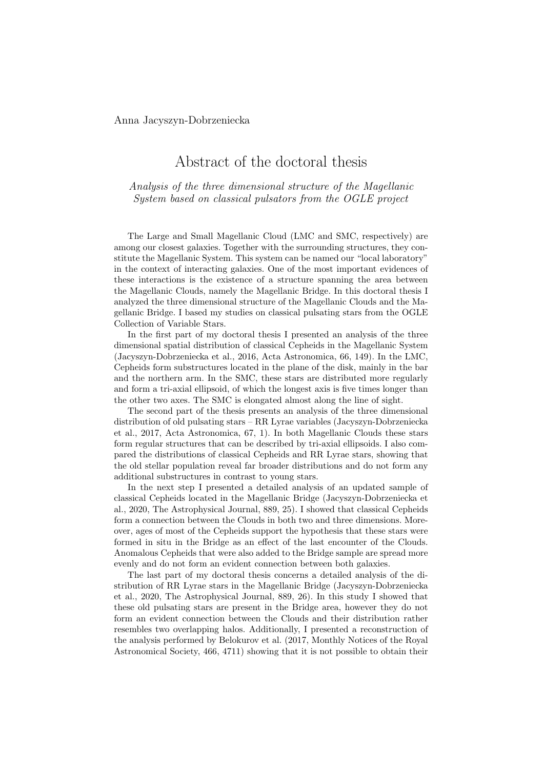Anna Jacyszyn-Dobrzeniecka

# Abstract of the doctoral thesis

*Analysis of the three dimensional structure of the Magellanic System based on classical pulsators from the OGLE project*

The Large and Small Magellanic Cloud (LMC and SMC, respectively) are among our closest galaxies. Together with the surrounding structures, they constitute the Magellanic System. This system can be named our "local laboratory" in the context of interacting galaxies. One of the most important evidences of these interactions is the existence of a structure spanning the area between the Magellanic Clouds, namely the Magellanic Bridge. In this doctoral thesis I analyzed the three dimensional structure of the Magellanic Clouds and the Magellanic Bridge. I based my studies on classical pulsating stars from the OGLE Collection of Variable Stars.

In the first part of my doctoral thesis I presented an analysis of the three dimensional spatial distribution of classical Cepheids in the Magellanic System (Jacyszyn-Dobrzeniecka et al., 2016, Acta Astronomica, 66, 149). In the LMC, Cepheids form substructures located in the plane of the disk, mainly in the bar and the northern arm. In the SMC, these stars are distributed more regularly and form a tri-axial ellipsoid, of which the longest axis is five times longer than the other two axes. The SMC is elongated almost along the line of sight.

The second part of the thesis presents an analysis of the three dimensional distribution of old pulsating stars – RR Lyrae variables (Jacyszyn-Dobrzeniecka et al., 2017, Acta Astronomica, 67, 1). In both Magellanic Clouds these stars form regular structures that can be described by tri-axial ellipsoids. I also compared the distributions of classical Cepheids and RR Lyrae stars, showing that the old stellar population reveal far broader distributions and do not form any additional substructures in contrast to young stars.

In the next step I presented a detailed analysis of an updated sample of classical Cepheids located in the Magellanic Bridge (Jacyszyn-Dobrzeniecka et al., 2020, The Astrophysical Journal, 889, 25). I showed that classical Cepheids form a connection between the Clouds in both two and three dimensions. Moreover, ages of most of the Cepheids support the hypothesis that these stars were formed in situ in the Bridge as an effect of the last encounter of the Clouds. Anomalous Cepheids that were also added to the Bridge sample are spread more evenly and do not form an evident connection between both galaxies.

The last part of my doctoral thesis concerns a detailed analysis of the distribution of RR Lyrae stars in the Magellanic Bridge (Jacyszyn-Dobrzeniecka et al., 2020, The Astrophysical Journal, 889, 26). In this study I showed that these old pulsating stars are present in the Bridge area, however they do not form an evident connection between the Clouds and their distribution rather resembles two overlapping halos. Additionally, I presented a reconstruction of the analysis performed by Belokurov et al. (2017, Monthly Notices of the Royal Astronomical Society, 466, 4711) showing that it is not possible to obtain their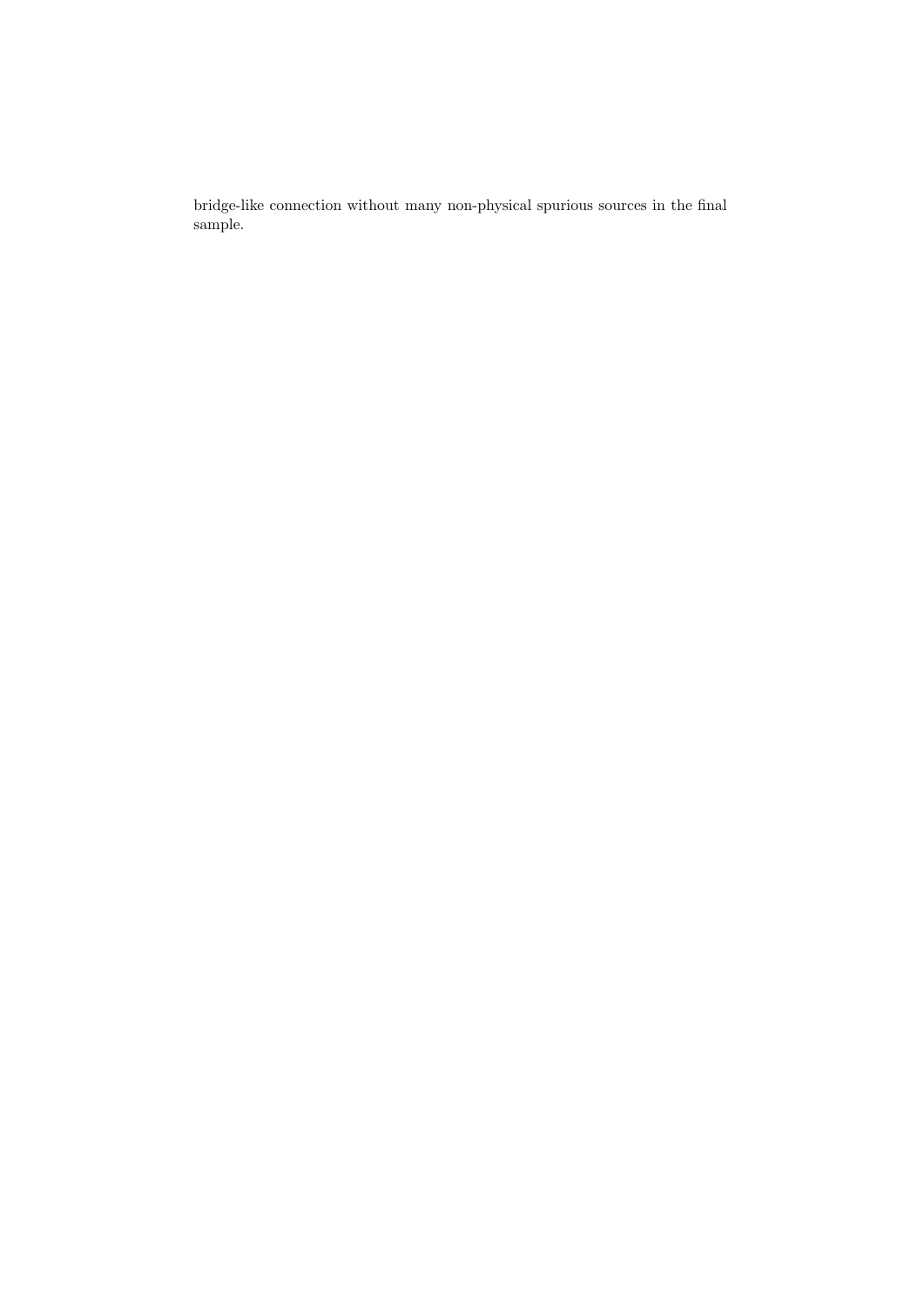bridge-like connection without many non-physical spurious sources in the final sample.